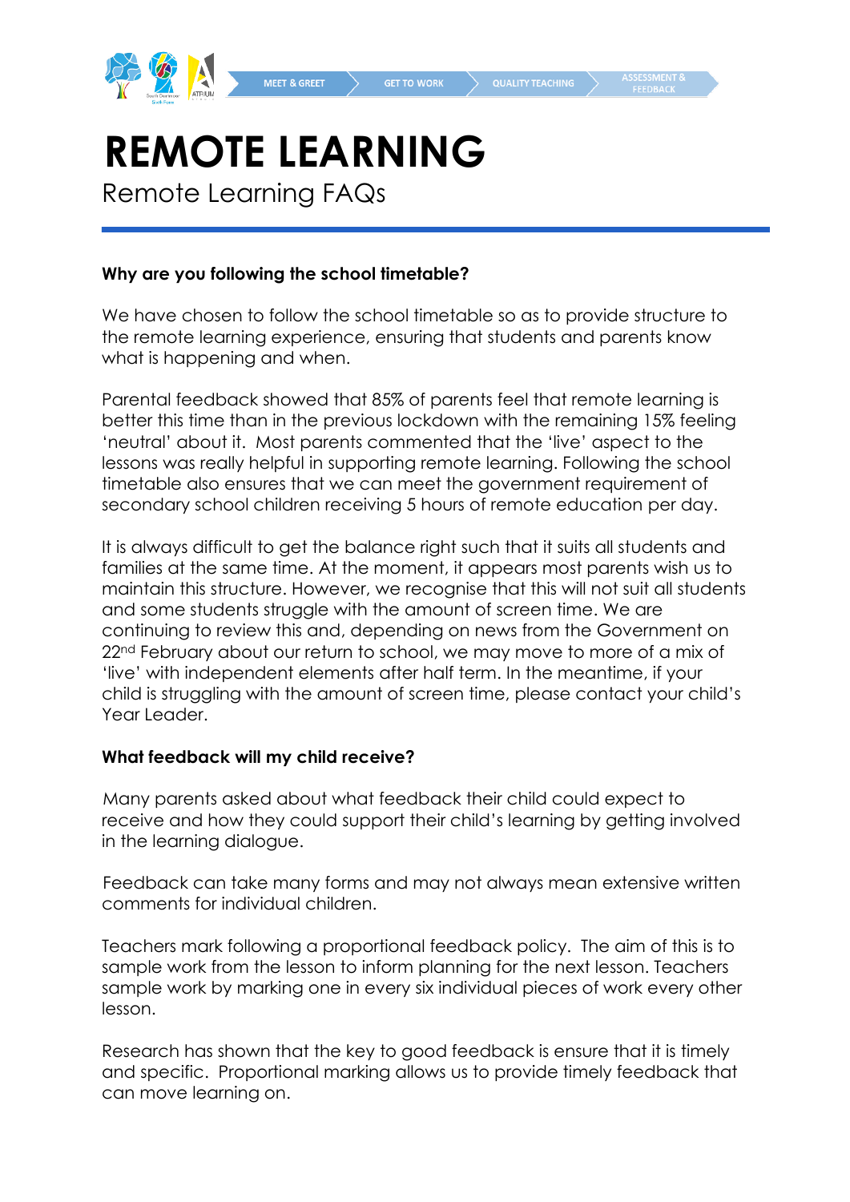# REMOTE LEARNING

Remote Learning FAQs

**Why are you following the school timetable?**

We have chosen to follow the school timetable so as to provide structure to the remote learning experience, ensuring that students and parents know what is happening and when.

Parental feedback showed that 85% of parents feel that remote learning is better this time than in the previous lockdown with the remaining 15% feeling 'neutral' about it. Most parents commented that the 'live' aspect to the lessons was really helpful in supporting remote learning. Following the school timetable also ensures that we can meet the government requirement of secondary school children receiving 5 hours of remote education per day.

It is always difficult to get the balance right such that it suits all students and families at the same time. At the moment, it appears most parents wish us to maintain this structure. However, we recognise that this will not suit all students and some students struggle with the amount of screen time. We are continuing to review this and, depending on news from the Government on 22nd February about our return to school, we may move to more of a mix of 'live' with independent elements after half term. In the meantime, if your child is struggling with the amount of screen time, please contact your child's Year Leader.

**What feedback will my child receive?**

Many parents asked about what feedback their child could expect to receive and how they could support their child's learning by getting involved in the learning dialogue.

Feedback can take many forms and may not always mean extensive written comments for individual children.

Teachers mark following a proportional feedback policy. The aim of this is to sample work from the lesson to inform planning for the next lesson. Teachers sample work by marking one in every six individual pieces of work every other lesson.

Research has shown that the key to good feedback is ensure that it is timely and specific. Proportional marking allows us to provide timely feedback that can move learning on.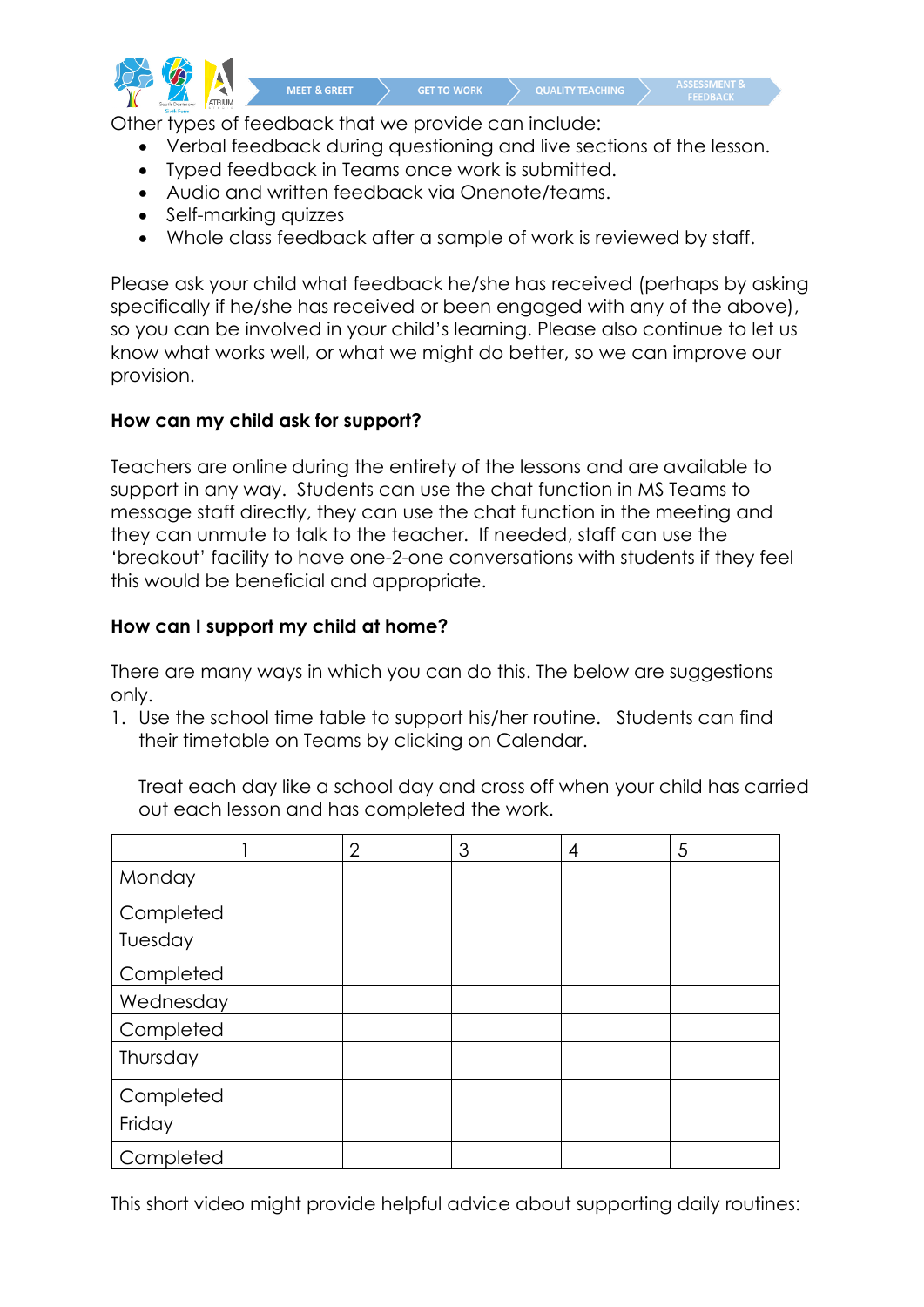Other types of feedback that we provide can include:

- Verbal feedback during questioning and live sections of the lesson.
- Typed feedback in Teams once work is submitted.
- Audio and written feedback via Onenote/teams.
- Self-marking quizzes
- Whole class feedback after a sample of work is reviewed by staff.

Please ask your child what feedback he/she has received (perhaps by asking specifically if he/she has received or been engaged with any of the above), so you can be involved in your child's learning. Please also continue to let us know what works well, or what we might do better, so we can improve our provision.

**How can my child ask for support?**

Teachers are online during the entirety of the lessons and are available to support in any way. Students can use the chat function in MS Teams to message staff directly, they can use the chat function in the meeting and they can unmute to talk to the teacher. If needed, staff can use the 'breakout' facility to have one-2-one conversations with students if they feel this would be beneficial and appropriate.

**How can I support my child at home?**

There are many ways in which you can do this. The below are suggestions only.

1. Use the school time table to support his/her routine. Students can find their timetable on Teams by clicking on Calendar.

   Treat each day like a school day and cross off when your child has carried out each lesson and has completed the work.

| | 1 | 2 | 3 | 4 | 5 |
|---|---|---|---|---|---|
| Monday | | | | | |
| Completed | | | | | |
| Tuesday | | | | | |
| Completed | | | | | |
| Wednesday | | | | | |
| Completed | | | | | |
| Thursday | | | | | |
| Completed | | | | | |
| Friday | | | | | |
| Completed | | | | | |

This short video might provide helpful advice about supporting daily routines: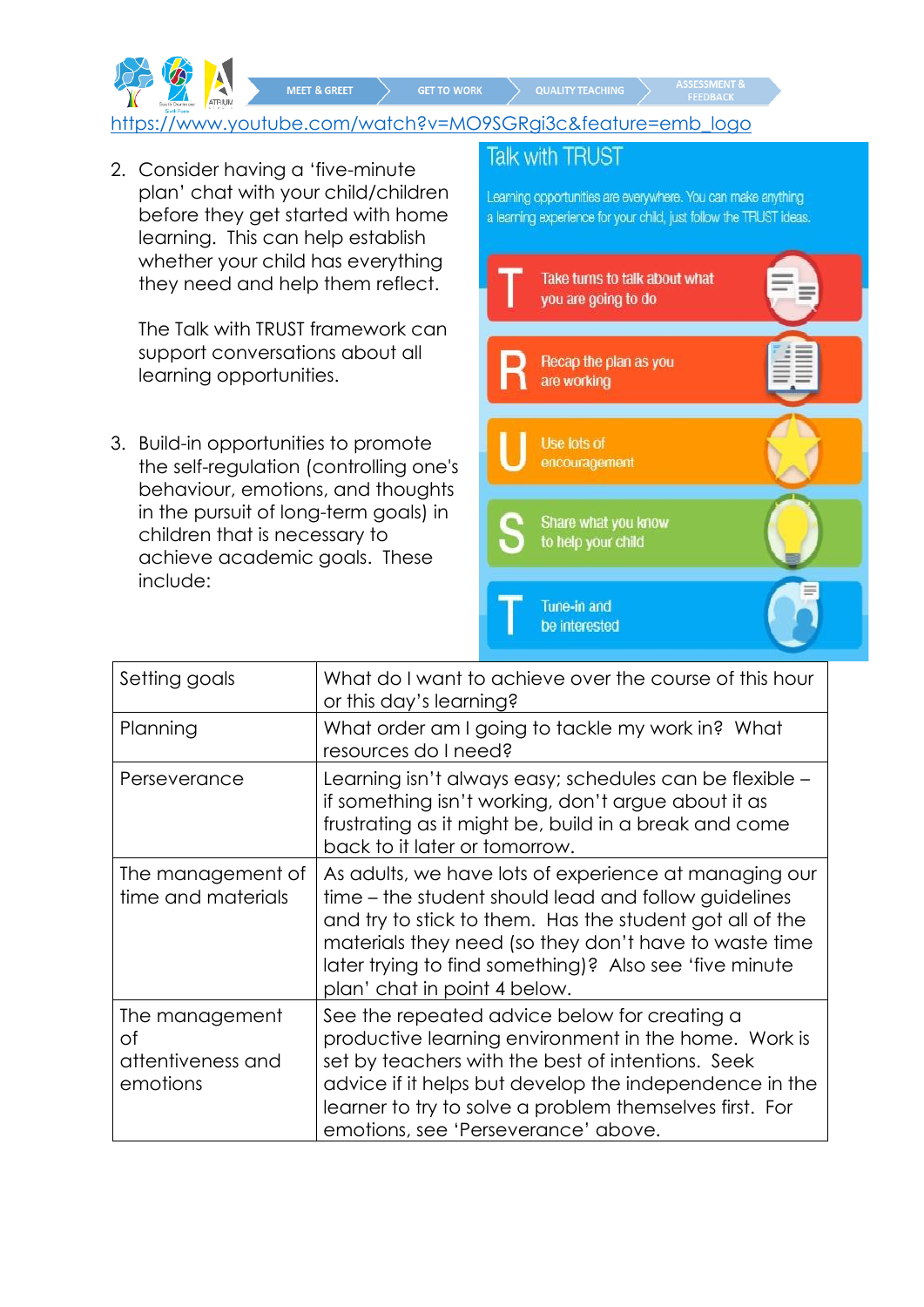https://www.youtube.com/watch?v=MO9SGRgi3c&feature=emb_logo

2. Consider having a 'five-minute plan' chat with your child/children before they get started with home learning. This can help establish whether your child has everything they need and help them reflect.

   The Talk with TRUST framework can support conversations about all learning opportunities.

## Talk with TRUST

Learning opportunities are everywhere. You can make anything a learning experience for your child, just follow the TRUST ideas.

- **T** Take turns to talk about what you are going to do
- **R** Recap the plan as you are working
- **U** Use lots of encouragement
- **S** Share what you know to help your child
- **T** Tune-in and be interested

3. Build-in opportunities to promote the self-regulation (controlling one's behaviour, emotions, and thoughts in the pursuit of long-term goals) in children that is necessary to achieve academic goals. These include:

| Setting goals | What do I want to achieve over the course of this hour or this day's learning? |
|---|---|
| Planning | What order am I going to tackle my work in? What resources do I need? |
| Perseverance | Learning isn't always easy; schedules can be flexible – if something isn't working, don't argue about it as frustrating as it might be, build in a break and come back to it later or tomorrow. |
| The management of time and materials | As adults, we have lots of experience at managing our time – the student should lead and follow guidelines and try to stick to them. Has the student got all of the materials they need (so they don't have to waste time later trying to find something)? Also see 'five minute plan' chat in point 4 below. |
| The management of attentiveness and emotions | See the repeated advice below for creating a productive learning environment in the home. Work is set by teachers with the best of intentions. Seek advice if it helps but develop the independence in the learner to try to solve a problem themselves first. For emotions, see 'Perseverance' above. |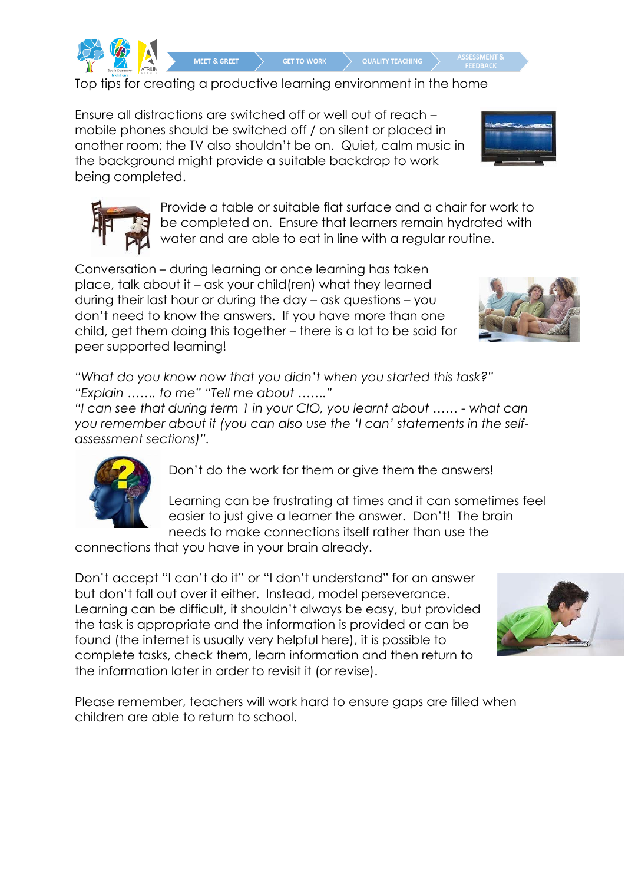## Top tips for creating a productive learning environment in the home

Ensure all distractions are switched off or well out of reach – mobile phones should be switched off / on silent or placed in another room; the TV also shouldn't be on. Quiet, calm music in the background might provide a suitable backdrop to work being completed.

Provide a table or suitable flat surface and a chair for work to be completed on. Ensure that learners remain hydrated with water and are able to eat in line with a regular routine.

Conversation – during learning or once learning has taken place, talk about it – ask your child(ren) what they learned during their last hour or during the day – ask questions – you don't need to know the answers. If you have more than one child, get them doing this together – there is a lot to be said for peer supported learning!

*"What do you know now that you didn't when you started this task?"*
*"Explain ……. to me" "Tell me about ……."*
*"I can see that during term 1 in your CIO, you learnt about …… - what can you remember about it (you can also use the 'I can' statements in the self-assessment sections)".*

Don't do the work for them or give them the answers!

Learning can be frustrating at times and it can sometimes feel easier to just give a learner the answer. Don't! The brain needs to make connections itself rather than use the connections that you have in your brain already.

Don't accept "I can't do it" or "I don't understand" for an answer but don't fall out over it either. Instead, model perseverance. Learning can be difficult, it shouldn't always be easy, but provided the task is appropriate and the information is provided or can be found (the internet is usually very helpful here), it is possible to complete tasks, check them, learn information and then return to the information later in order to revisit it (or revise).

Please remember, teachers will work hard to ensure gaps are filled when children are able to return to school.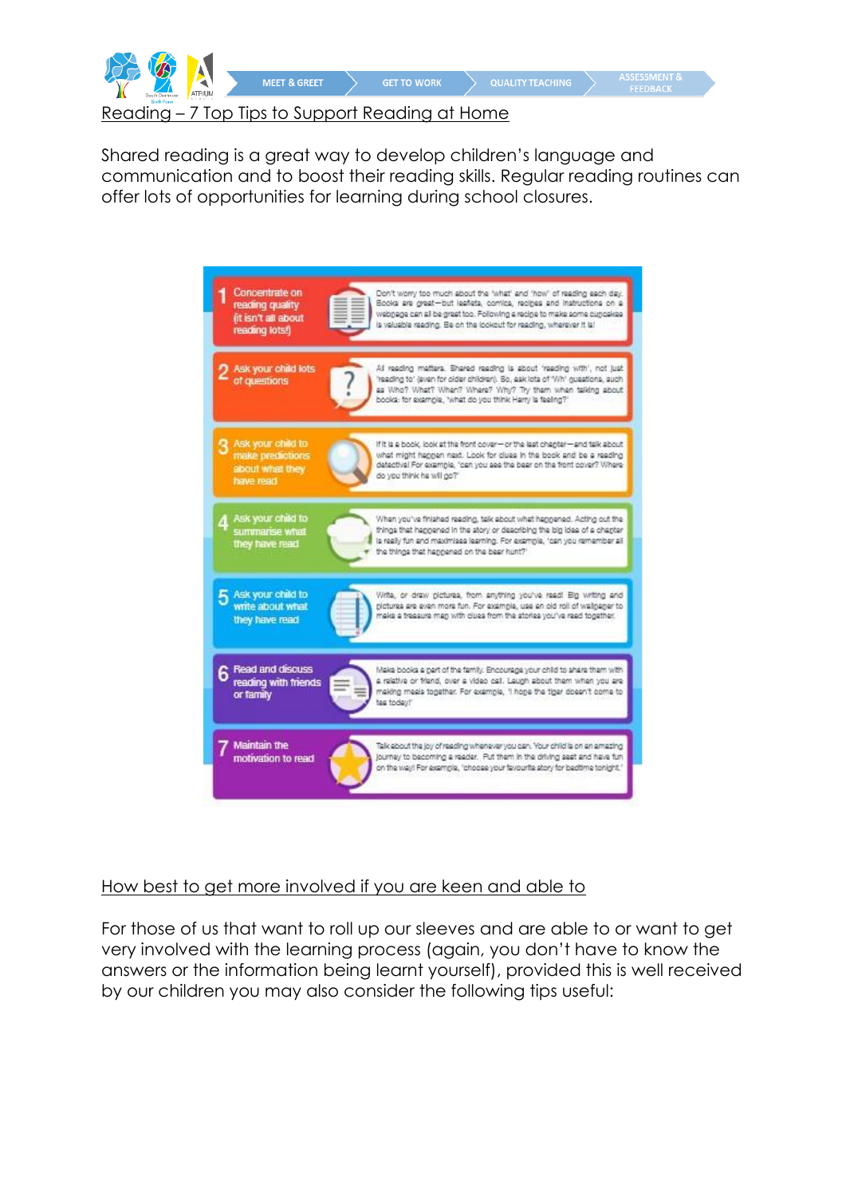## Reading – 7 Top Tips to Support Reading at Home

Shared reading is a great way to develop children's language and communication and to boost their reading skills. Regular reading routines can offer lots of opportunities for learning during school closures.

**1 Concentrate on reading quality (it isn't all about reading lots!)**

Don't worry too much about the 'what' and 'how' of reading each day. Books are great—but leaflets, comics, recipes and instructions on a webpage can all be great too. Following a recipe to make some cupcakes is valuable reading. Be on the lookout for reading, wherever it is!

**2 Ask your child lots of questions**

All reading matters. Shared reading is about 'reading with', not just 'reading to' (even for older children). So, ask lots of 'Wh' questions, such as Who? What? When? Where? Why? Try them when talking about books: for example, 'what do you think Harry is feeling?'

**3 Ask your child to make predictions about what they have read**

If it is a book, look at the front cover—or the last chapter—and talk about what might happen next. Look for clues in the book and be a reading detective! For example, 'can you see the bear on the front cover? Where do you think he will go?'

**4 Ask your child to summarise what they have read**

When you've finished reading, talk about what happened. Acting out the things that happened in the story or describing the big idea of a chapter is really fun and maximises learning. For example, 'can you remember all the things that happened on the bear hunt?'

**5 Ask your child to write about what they have read**

Write, or draw pictures, from anything you've read! Big writing and pictures are even more fun. For example, use an old roll of wallpaper to make a treasure map with clues from the stories you've read together.

**6 Read and discuss reading with friends or family**

Make books a part of the family. Encourage your child to share them with a relative or friend, over a video call. Laugh about them when you are making meals together. For example, 'I hope the tiger doesn't come to tea today!'

**7 Maintain the motivation to read**

Talk about the joy of reading whenever you can. Your child is on an amazing journey to becoming a reader. Put them in the driving seat and have fun on the way! For example, 'choose your favourite story for bedtime tonight.'

## How best to get more involved if you are keen and able to

For those of us that want to roll up our sleeves and are able to or want to get very involved with the learning process (again, you don't have to know the answers or the information being learnt yourself), provided this is well received by our children you may also consider the following tips useful: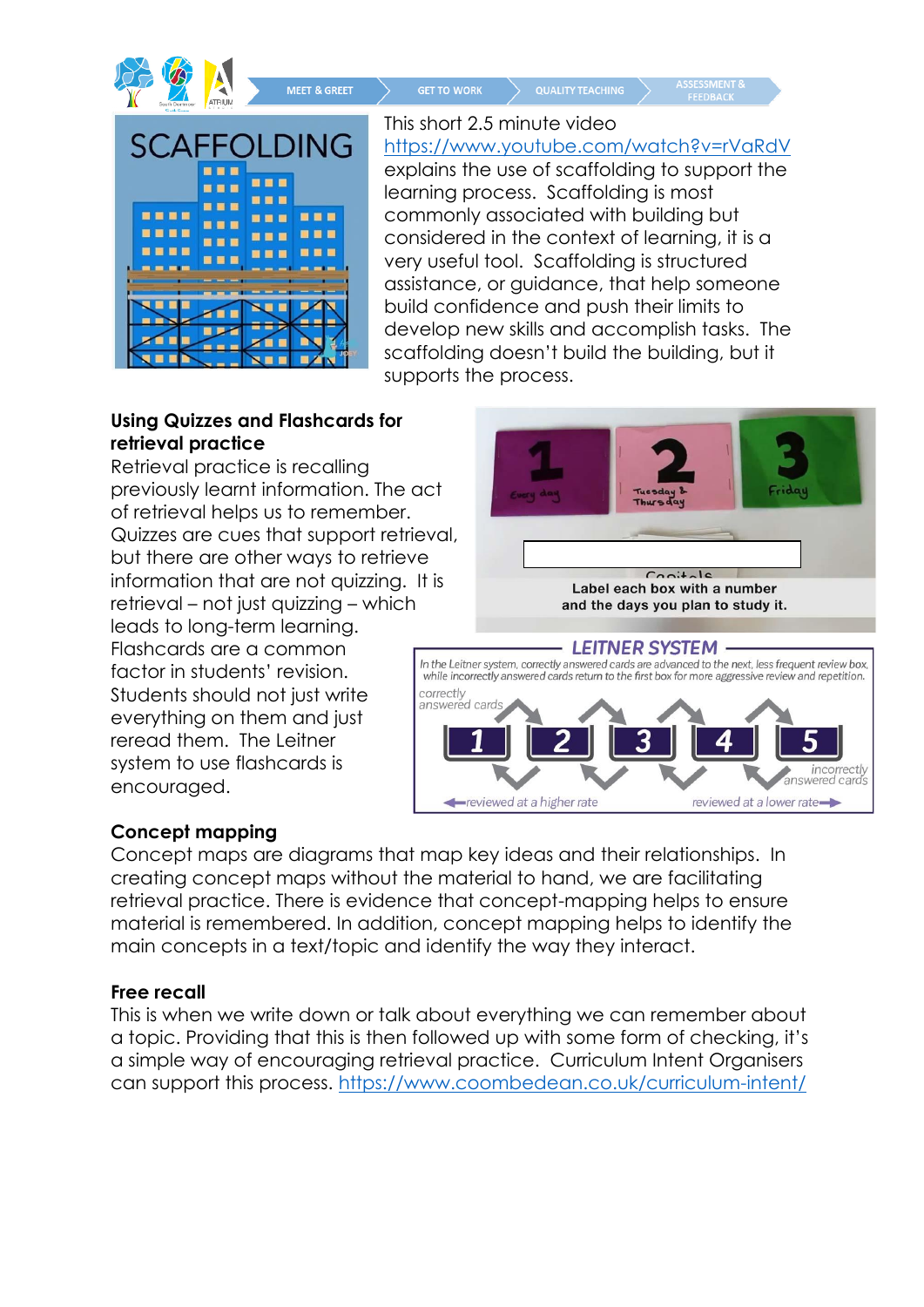This short 2.5 minute video https://www.youtube.com/watch?v=rVaRdV explains the use of scaffolding to support the learning process. Scaffolding is most commonly associated with building but considered in the context of learning, it is a very useful tool. Scaffolding is structured assistance, or guidance, that help someone build confidence and push their limits to develop new skills and accomplish tasks. The scaffolding doesn't build the building, but it supports the process.

**Using Quizzes and Flashcards for retrieval practice**

Retrieval practice is recalling previously learnt information. The act of retrieval helps us to remember. Quizzes are cues that support retrieval, but there are other ways to retrieve information that are not quizzing. It is retrieval – not just quizzing – which leads to long-term learning. Flashcards are a common factor in students' revision. Students should not just write everything on them and just reread them. The Leitner system to use flashcards is encouraged.

Label each box with a number and the days you plan to study it.

**LEITNER SYSTEM**

In the Leitner system, correctly answered cards are advanced to the next, less frequent review box, while incorrectly answered cards return to the first box for more aggressive review and repetition.

**Concept mapping**

Concept maps are diagrams that map key ideas and their relationships. In creating concept maps without the material to hand, we are facilitating retrieval practice. There is evidence that concept-mapping helps to ensure material is remembered. In addition, concept mapping helps to identify the main concepts in a text/topic and identify the way they interact.

**Free recall**

This is when we write down or talk about everything we can remember about a topic. Providing that this is then followed up with some form of checking, it's a simple way of encouraging retrieval practice. Curriculum Intent Organisers can support this process. https://www.coombedean.co.uk/curriculum-intent/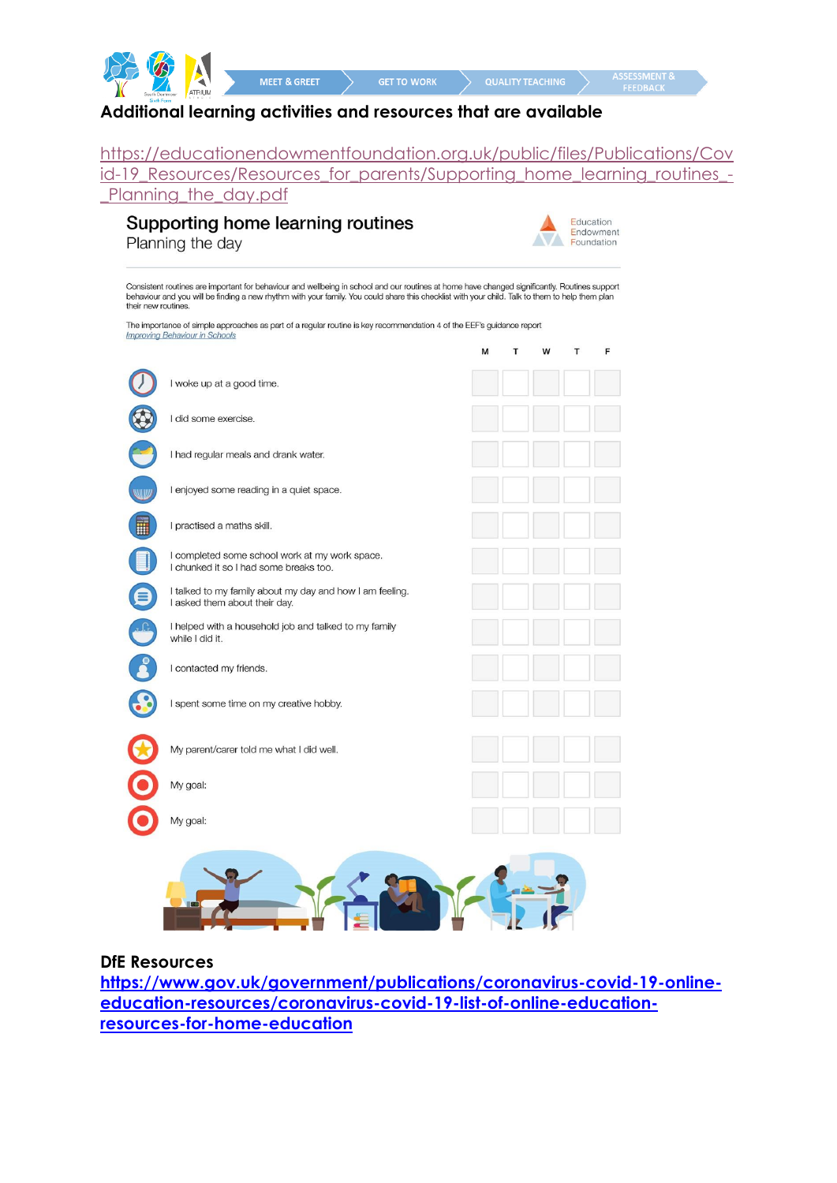## Additional learning activities and resources that are available

https://educationendowmentfoundation.org.uk/public/files/Publications/Covid-19_Resources/Resources_for_parents/Supporting_home_learning_routines_-_Planning_the_day.pdf

### Supporting home learning routines

Planning the day

Education Endowment Foundation

Consistent routines are important for behaviour and wellbeing in school and our routines at home have changed significantly. Routines support behaviour and you will be finding a new rhythm with your family. You could share this checklist with your child. Talk to them to help them plan their new routines.

The importance of simple approaches as part of a regular routine is key recommendation 4 of the EEF's guidance report *Improving Behaviour in Schools*

| | M | T | W | T | F |
|---|---|---|---|---|---|
| I woke up at a good time. | | | | | |
| I did some exercise. | | | | | |
| I had regular meals and drank water. | | | | | |
| I enjoyed some reading in a quiet space. | | | | | |
| I practised a maths skill. | | | | | |
| I completed some school work at my work space. I chunked it so I had some breaks too. | | | | | |
| I talked to my family about my day and how I am feeling. I asked them about their day. | | | | | |
| I helped with a household job and talked to my family while I did it. | | | | | |
| I contacted my friends. | | | | | |
| I spent some time on my creative hobby. | | | | | |
| My parent/carer told me what I did well. | | | | | |
| My goal: | | | | | |
| My goal: | | | | | |

**DfE Resources**

**https://www.gov.uk/government/publications/coronavirus-covid-19-online-education-resources/coronavirus-covid-19-list-of-online-education-resources-for-home-education**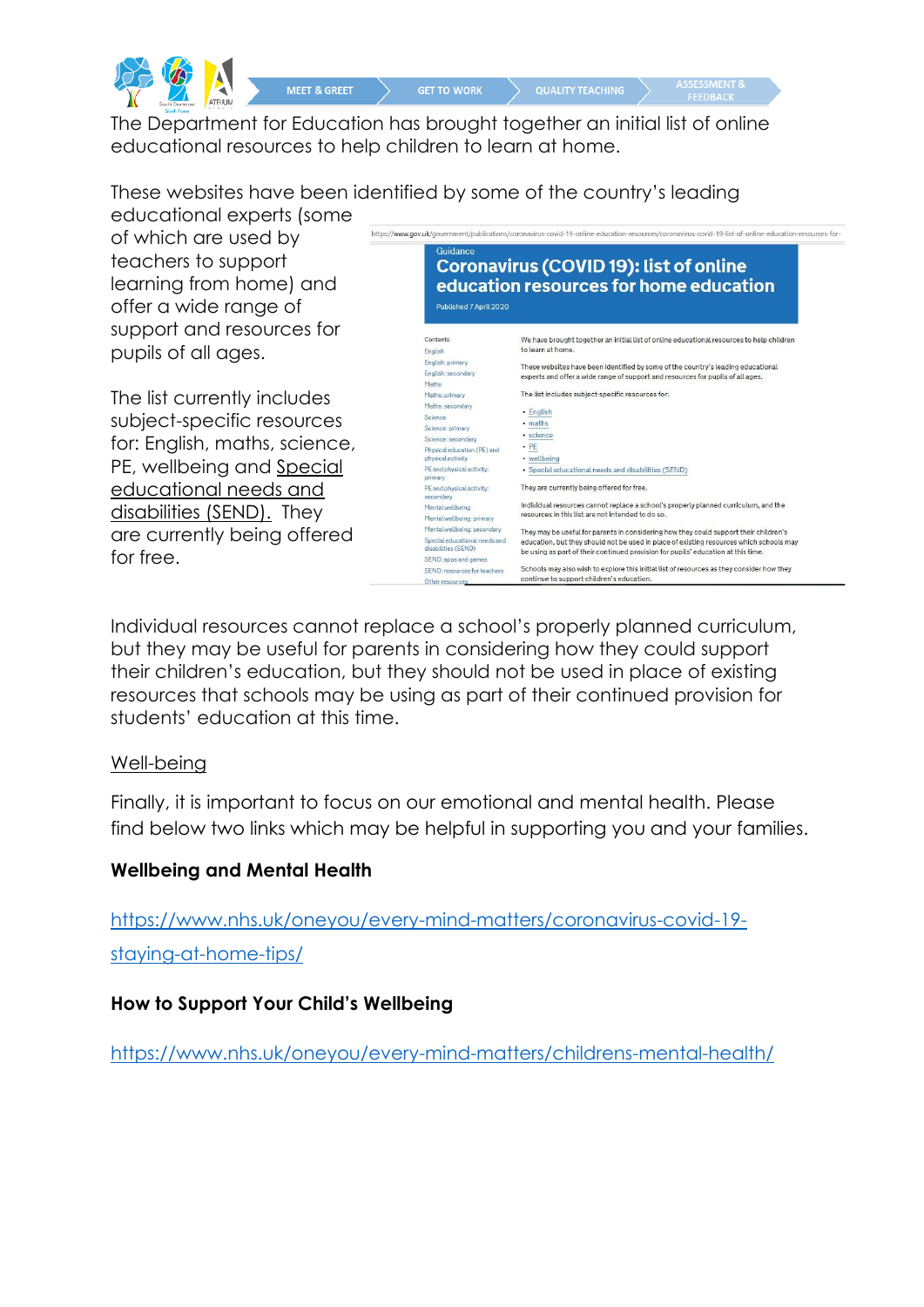The Department for Education has brought together an initial list of online educational resources to help children to learn at home.

These websites have been identified by some of the country's leading educational experts (some of which are used by teachers to support learning from home) and offer a wide range of support and resources for pupils of all ages.

The list currently includes subject-specific resources for: English, maths, science, PE, wellbeing and Special educational needs and disabilities (SEND). They are currently being offered for free.

Individual resources cannot replace a school's properly planned curriculum, but they may be useful for parents in considering how they could support their children's education, but they should not be used in place of existing resources that schools may be using as part of their continued provision for students' education at this time.

Well-being

Finally, it is important to focus on our emotional and mental health. Please find below two links which may be helpful in supporting you and your families.

**Wellbeing and Mental Health**

https://www.nhs.uk/oneyou/every-mind-matters/coronavirus-covid-19-staying-at-home-tips/

**How to Support Your Child's Wellbeing**

https://www.nhs.uk/oneyou/every-mind-matters/childrens-mental-health/